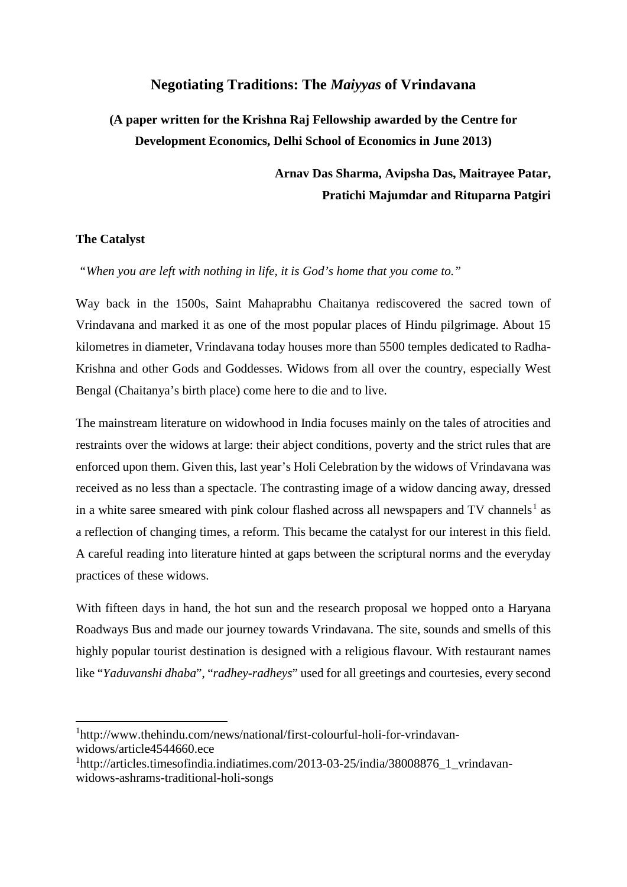# Negotiating Traditions: The *Maiyyas* of Vrindavana

**(A paper written for the Krishna Raj Fellowship awarded by the Centre for Development Economics, Delhi School of Economics in June 2013)**

**Arnav Das Sharma, Avipsha Das, Maitrayee Patar, Pratichi Majumdar and Rituparna Patgiri**

### The Catalyst

*"When you are left with nothing in life, it is God's home that you come to."*

Way back in the 1500s, Saint Mahaprabhu Chaitanya rediscovered the sacred town of Vrindavana and marked it as one of the most popular places of Hindu pilgrimage. About 15 kilometres in diameter, Vrindavana today houses more than 5500 temples dedicated to Radha-Krishna and other Gods and Goddesses. Widows from all over the country, especially West Bengal (Chaitanya's birth place) come here to die and to live.

The mainstream literature on widowhood in India focuses mainly on the tales of atrocities and restraints over the widows at large: their abject conditions, poverty and the strict rules that are enforced upon them. Given this, last year's Holi Celebration by the widows of Vrindavana was received as no less than a spectacle. The contrasting image of a widow dancing away, dressed in a white saree smeared with pink colour flashed across all newspapers and TV channels[1] as a reflection of changing times, a reform. This became the catalyst for our interest in this field. A careful reading into literature hinted at gaps between the scriptural norms and the everyday practices of these widows.

With fifteen days in hand, the hot sun and the research proposal we hopped onto a Haryana Roadways Bus and made our journey towards Vrindavana. The site, sounds and smells of this highly popular tourist destination is designed with a religious flavour. With restaurant names like "*Yaduvanshi dhaba*", "*radhey-radheys*" used for all greetings and courtesies, every second

---

[1]http://www.thehindu.com/news/national/first-colourful-holi-for-vrindavan-widows/article4544660.ece

[1]http://articles.timesofindia.indiatimes.com/2013-03-25/india/38008876_1_vrindavan-widows-ashrams-traditional-holi-songs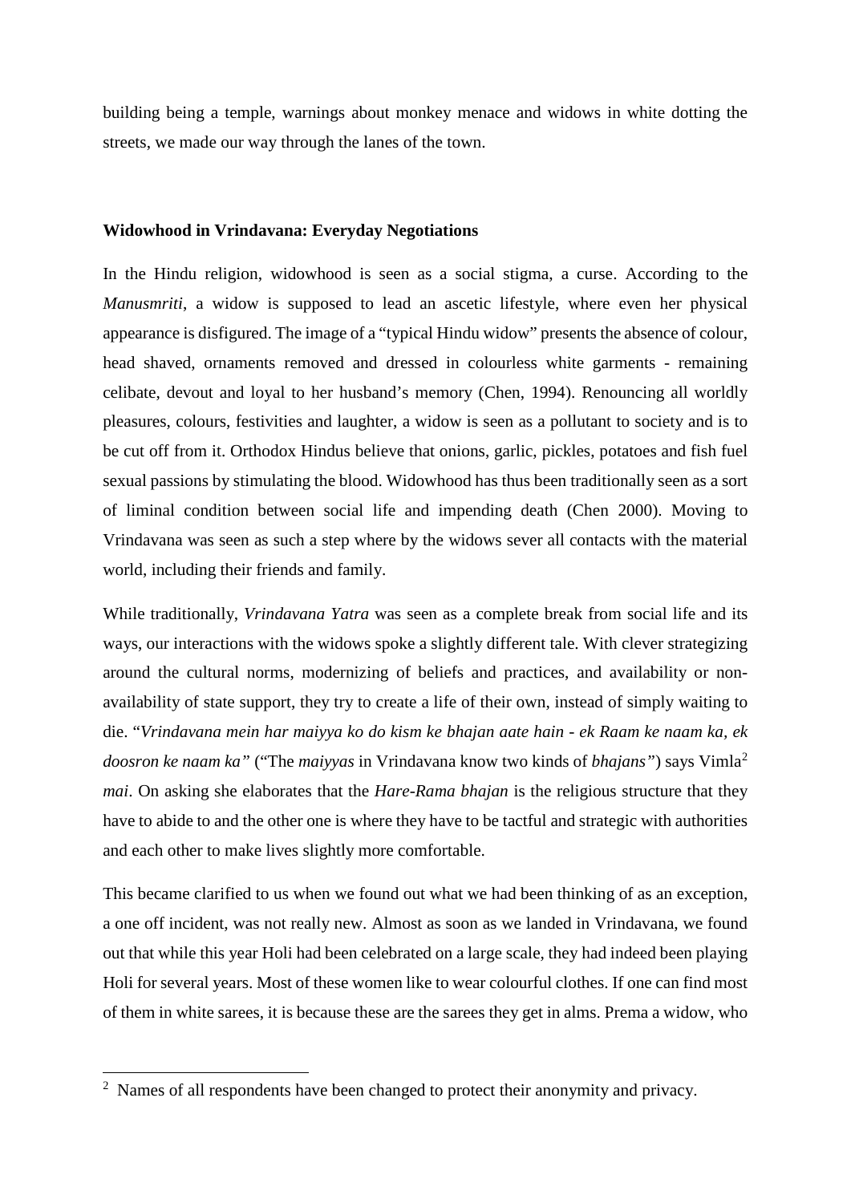building being a temple, warnings about monkey menace and widows in white dotting the streets, we made our way through the lanes of the town.

## Widowhood in Vrindavana: Everyday Negotiations

In the Hindu religion, widowhood is seen as a social stigma, a curse. According to the *Manusmriti*, a widow is supposed to lead an ascetic lifestyle, where even her physical appearance is disfigured. The image of a "typical Hindu widow" presents the absence of colour, head shaved, ornaments removed and dressed in colourless white garments - remaining celibate, devout and loyal to her husband's memory (Chen, 1994). Renouncing all worldly pleasures, colours, festivities and laughter, a widow is seen as a pollutant to society and is to be cut off from it. Orthodox Hindus believe that onions, garlic, pickles, potatoes and fish fuel sexual passions by stimulating the blood. Widowhood has thus been traditionally seen as a sort of liminal condition between social life and impending death (Chen 2000). Moving to Vrindavana was seen as such a step where by the widows sever all contacts with the material world, including their friends and family.

While traditionally, *Vrindavana Yatra* was seen as a complete break from social life and its ways, our interactions with the widows spoke a slightly different tale. With clever strategizing around the cultural norms, modernizing of beliefs and practices, and availability or non-availability of state support, they try to create a life of their own, instead of simply waiting to die. "*Vrindavana mein har maiyya ko do kism ke bhajan aate hain - ek Raam ke naam ka, ek doosron ke naam ka*" ("The *maiyyas* in Vrindavana know two kinds of *bhajans*") says Vimla[2] *mai*. On asking she elaborates that the *Hare-Rama bhajan* is the religious structure that they have to abide to and the other one is where they have to be tactful and strategic with authorities and each other to make lives slightly more comfortable.

This became clarified to us when we found out what we had been thinking of as an exception, a one off incident, was not really new. Almost as soon as we landed in Vrindavana, we found out that while this year Holi had been celebrated on a large scale, they had indeed been playing Holi for several years. Most of these women like to wear colourful clothes. If one can find most of them in white sarees, it is because these are the sarees they get in alms. Prema a widow, who

[2] Names of all respondents have been changed to protect their anonymity and privacy.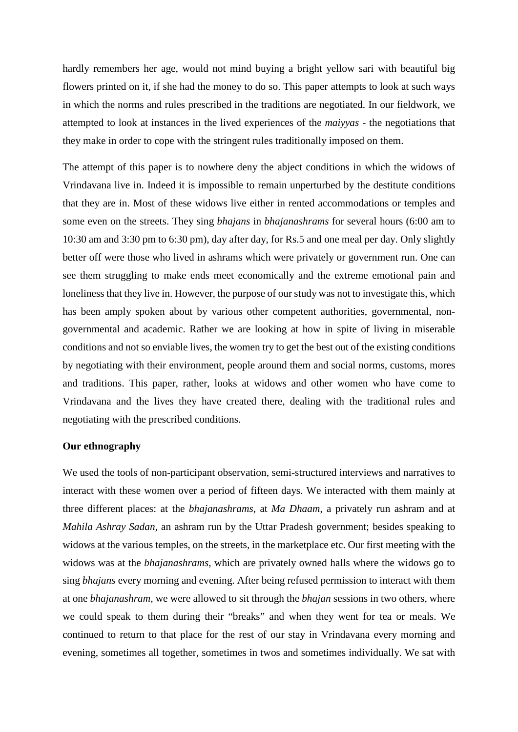hardly remembers her age, would not mind buying a bright yellow sari with beautiful big flowers printed on it, if she had the money to do so. This paper attempts to look at such ways in which the norms and rules prescribed in the traditions are negotiated. In our fieldwork, we attempted to look at instances in the lived experiences of the *maiyyas* - the negotiations that they make in order to cope with the stringent rules traditionally imposed on them.

The attempt of this paper is to nowhere deny the abject conditions in which the widows of Vrindavana live in. Indeed it is impossible to remain unperturbed by the destitute conditions that they are in. Most of these widows live either in rented accommodations or temples and some even on the streets. They sing *bhajans* in *bhajanashrams* for several hours (6:00 am to 10:30 am and 3:30 pm to 6:30 pm), day after day, for Rs.5 and one meal per day. Only slightly better off were those who lived in ashrams which were privately or government run. One can see them struggling to make ends meet economically and the extreme emotional pain and loneliness that they live in. However, the purpose of our study was not to investigate this, which has been amply spoken about by various other competent authorities, governmental, non-governmental and academic. Rather we are looking at how in spite of living in miserable conditions and not so enviable lives, the women try to get the best out of the existing conditions by negotiating with their environment, people around them and social norms, customs, mores and traditions. This paper, rather, looks at widows and other women who have come to Vrindavana and the lives they have created there, dealing with the traditional rules and negotiating with the prescribed conditions.

**Our ethnography**

We used the tools of non-participant observation, semi-structured interviews and narratives to interact with these women over a period of fifteen days. We interacted with them mainly at three different places: at the *bhajanashrams*, at *Ma Dhaam*, a privately run ashram and at *Mahila Ashray Sadan*, an ashram run by the Uttar Pradesh government; besides speaking to widows at the various temples, on the streets, in the marketplace etc. Our first meeting with the widows was at the *bhajanashrams*, which are privately owned halls where the widows go to sing *bhajans* every morning and evening. After being refused permission to interact with them at one *bhajanashram*, we were allowed to sit through the *bhajan* sessions in two others, where we could speak to them during their "breaks" and when they went for tea or meals. We continued to return to that place for the rest of our stay in Vrindavana every morning and evening, sometimes all together, sometimes in twos and sometimes individually. We sat with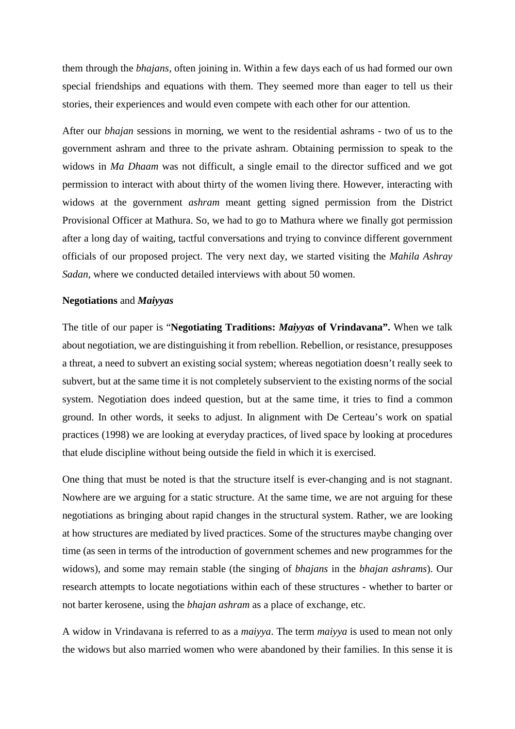them through the *bhajans*, often joining in. Within a few days each of us had formed our own special friendships and equations with them. They seemed more than eager to tell us their stories, their experiences and would even compete with each other for our attention.

After our *bhajan* sessions in morning, we went to the residential ashrams - two of us to the government ashram and three to the private ashram. Obtaining permission to speak to the widows in *Ma Dhaam* was not difficult, a single email to the director sufficed and we got permission to interact with about thirty of the women living there. However, interacting with widows at the government *ashram* meant getting signed permission from the District Provisional Officer at Mathura. So, we had to go to Mathura where we finally got permission after a long day of waiting, tactful conversations and trying to convince different government officials of our proposed project. The very next day, we started visiting the *Mahila Ashray Sadan,* where we conducted detailed interviews with about 50 women.

**Negotiations** and ***Maiyyas***

The title of our paper is "**Negotiating Traditions: *Maiyyas* of Vrindavana".** When we talk about negotiation, we are distinguishing it from rebellion. Rebellion, or resistance, presupposes a threat, a need to subvert an existing social system; whereas negotiation doesn't really seek to subvert, but at the same time it is not completely subservient to the existing norms of the social system. Negotiation does indeed question, but at the same time, it tries to find a common ground. In other words, it seeks to adjust. In alignment with De Certeau's work on spatial practices (1998) we are looking at everyday practices, of lived space by looking at procedures that elude discipline without being outside the field in which it is exercised.

One thing that must be noted is that the structure itself is ever-changing and is not stagnant. Nowhere are we arguing for a static structure. At the same time, we are not arguing for these negotiations as bringing about rapid changes in the structural system. Rather, we are looking at how structures are mediated by lived practices. Some of the structures maybe changing over time (as seen in terms of the introduction of government schemes and new programmes for the widows), and some may remain stable (the singing of *bhajans* in the *bhajan ashrams*). Our research attempts to locate negotiations within each of these structures - whether to barter or not barter kerosene, using the *bhajan ashram* as a place of exchange, etc.

A widow in Vrindavana is referred to as a *maiyya*. The term *maiyya* is used to mean not only the widows but also married women who were abandoned by their families. In this sense it is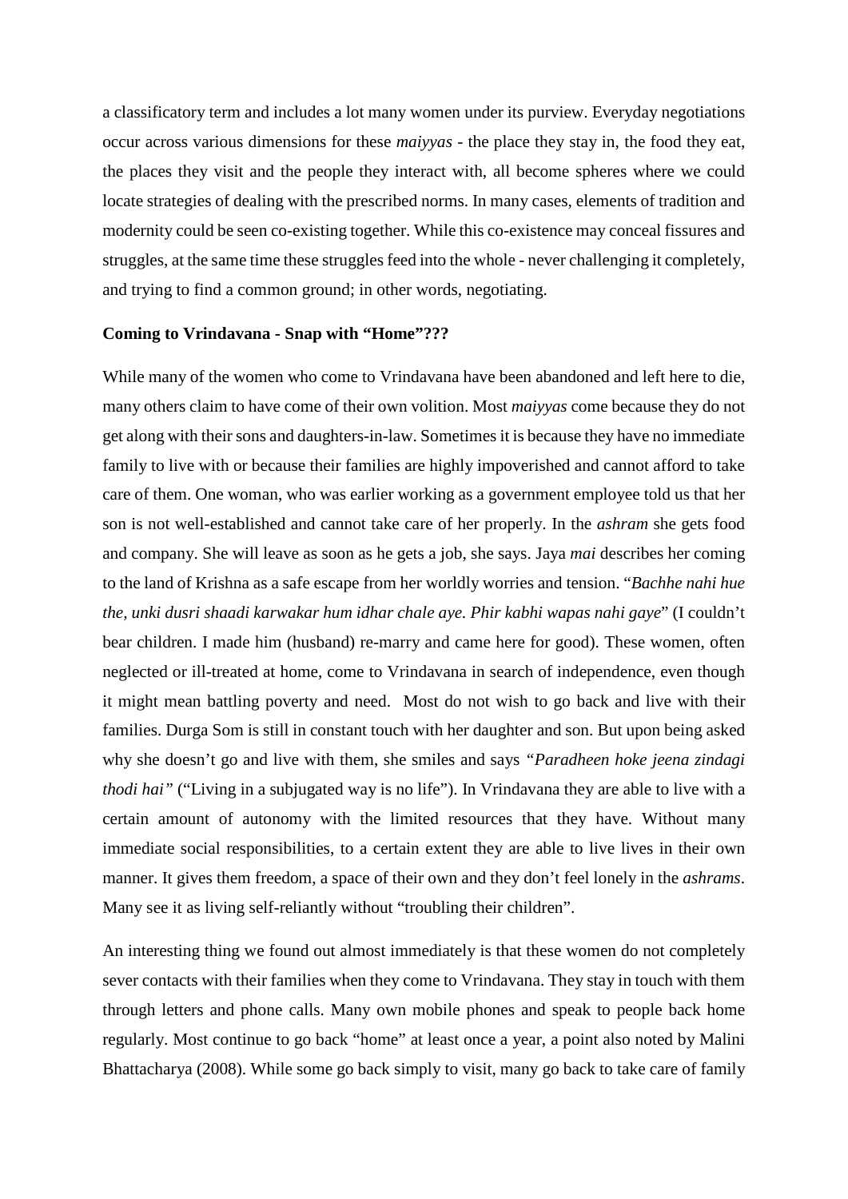a classificatory term and includes a lot many women under its purview. Everyday negotiations occur across various dimensions for these *maiyyas* - the place they stay in, the food they eat, the places they visit and the people they interact with, all become spheres where we could locate strategies of dealing with the prescribed norms. In many cases, elements of tradition and modernity could be seen co-existing together. While this co-existence may conceal fissures and struggles, at the same time these struggles feed into the whole - never challenging it completely, and trying to find a common ground; in other words, negotiating.

**Coming to Vrindavana - Snap with "Home"???**

While many of the women who come to Vrindavana have been abandoned and left here to die, many others claim to have come of their own volition. Most *maiyyas* come because they do not get along with their sons and daughters-in-law. Sometimes it is because they have no immediate family to live with or because their families are highly impoverished and cannot afford to take care of them. One woman, who was earlier working as a government employee told us that her son is not well-established and cannot take care of her properly. In the *ashram* she gets food and company. She will leave as soon as he gets a job, she says. Jaya *mai* describes her coming to the land of Krishna as a safe escape from her worldly worries and tension. "*Bachhe nahi hue the, unki dusri shaadi karwakar hum idhar chale aye. Phir kabhi wapas nahi gaye*" (I couldn't bear children. I made him (husband) re-marry and came here for good). These women, often neglected or ill-treated at home, come to Vrindavana in search of independence, even though it might mean battling poverty and need. Most do not wish to go back and live with their families. Durga Som is still in constant touch with her daughter and son. But upon being asked why she doesn't go and live with them, she smiles and says *"Paradheen hoke jeena zindagi thodi hai"* ("Living in a subjugated way is no life"). In Vrindavana they are able to live with a certain amount of autonomy with the limited resources that they have. Without many immediate social responsibilities, to a certain extent they are able to live lives in their own manner. It gives them freedom, a space of their own and they don't feel lonely in the *ashrams*. Many see it as living self-reliantly without "troubling their children".

An interesting thing we found out almost immediately is that these women do not completely sever contacts with their families when they come to Vrindavana. They stay in touch with them through letters and phone calls. Many own mobile phones and speak to people back home regularly. Most continue to go back "home" at least once a year, a point also noted by Malini Bhattacharya (2008). While some go back simply to visit, many go back to take care of family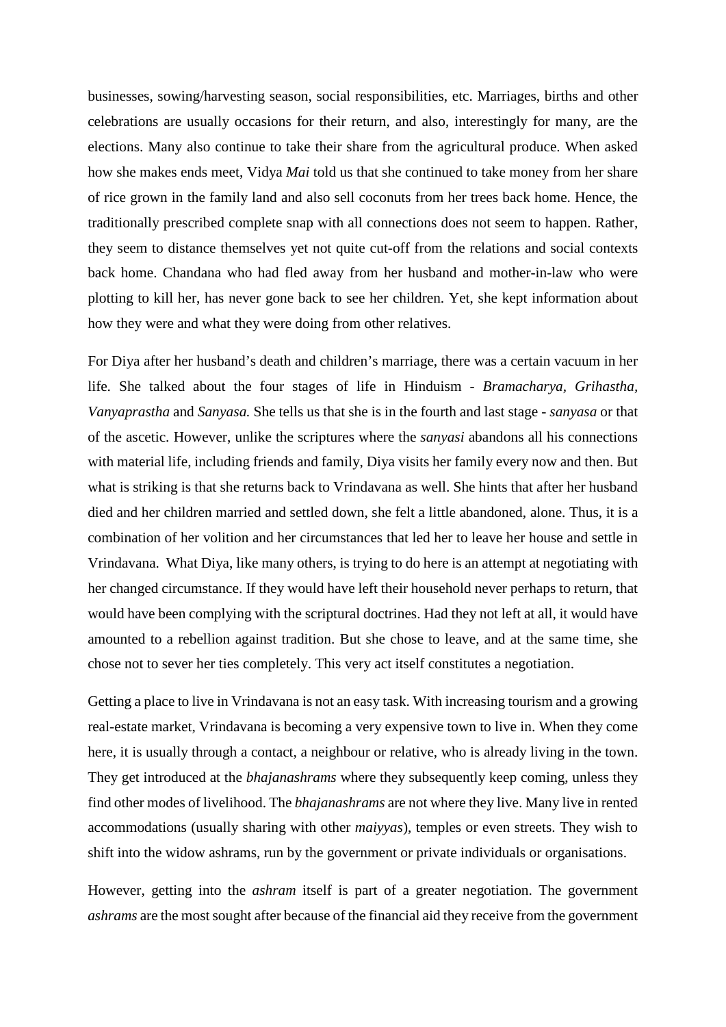businesses, sowing/harvesting season, social responsibilities, etc. Marriages, births and other celebrations are usually occasions for their return, and also, interestingly for many, are the elections. Many also continue to take their share from the agricultural produce. When asked how she makes ends meet, Vidya *Mai* told us that she continued to take money from her share of rice grown in the family land and also sell coconuts from her trees back home. Hence, the traditionally prescribed complete snap with all connections does not seem to happen. Rather, they seem to distance themselves yet not quite cut-off from the relations and social contexts back home. Chandana who had fled away from her husband and mother-in-law who were plotting to kill her, has never gone back to see her children. Yet, she kept information about how they were and what they were doing from other relatives.

For Diya after her husband's death and children's marriage, there was a certain vacuum in her life. She talked about the four stages of life in Hinduism - *Bramacharya, Grihastha, Vanyaprastha* and *Sanyasa.* She tells us that she is in the fourth and last stage - *sanyasa* or that of the ascetic. However, unlike the scriptures where the *sanyasi* abandons all his connections with material life, including friends and family, Diya visits her family every now and then. But what is striking is that she returns back to Vrindavana as well. She hints that after her husband died and her children married and settled down, she felt a little abandoned, alone. Thus, it is a combination of her volition and her circumstances that led her to leave her house and settle in Vrindavana. What Diya, like many others, is trying to do here is an attempt at negotiating with her changed circumstance. If they would have left their household never perhaps to return, that would have been complying with the scriptural doctrines. Had they not left at all, it would have amounted to a rebellion against tradition. But she chose to leave, and at the same time, she chose not to sever her ties completely. This very act itself constitutes a negotiation.

Getting a place to live in Vrindavana is not an easy task. With increasing tourism and a growing real-estate market, Vrindavana is becoming a very expensive town to live in. When they come here, it is usually through a contact, a neighbour or relative, who is already living in the town. They get introduced at the *bhajanashrams* where they subsequently keep coming, unless they find other modes of livelihood. The *bhajanashrams* are not where they live. Many live in rented accommodations (usually sharing with other *maiyyas*), temples or even streets. They wish to shift into the widow ashrams, run by the government or private individuals or organisations.

However, getting into the *ashram* itself is part of a greater negotiation. The government *ashrams* are the most sought after because of the financial aid they receive from the government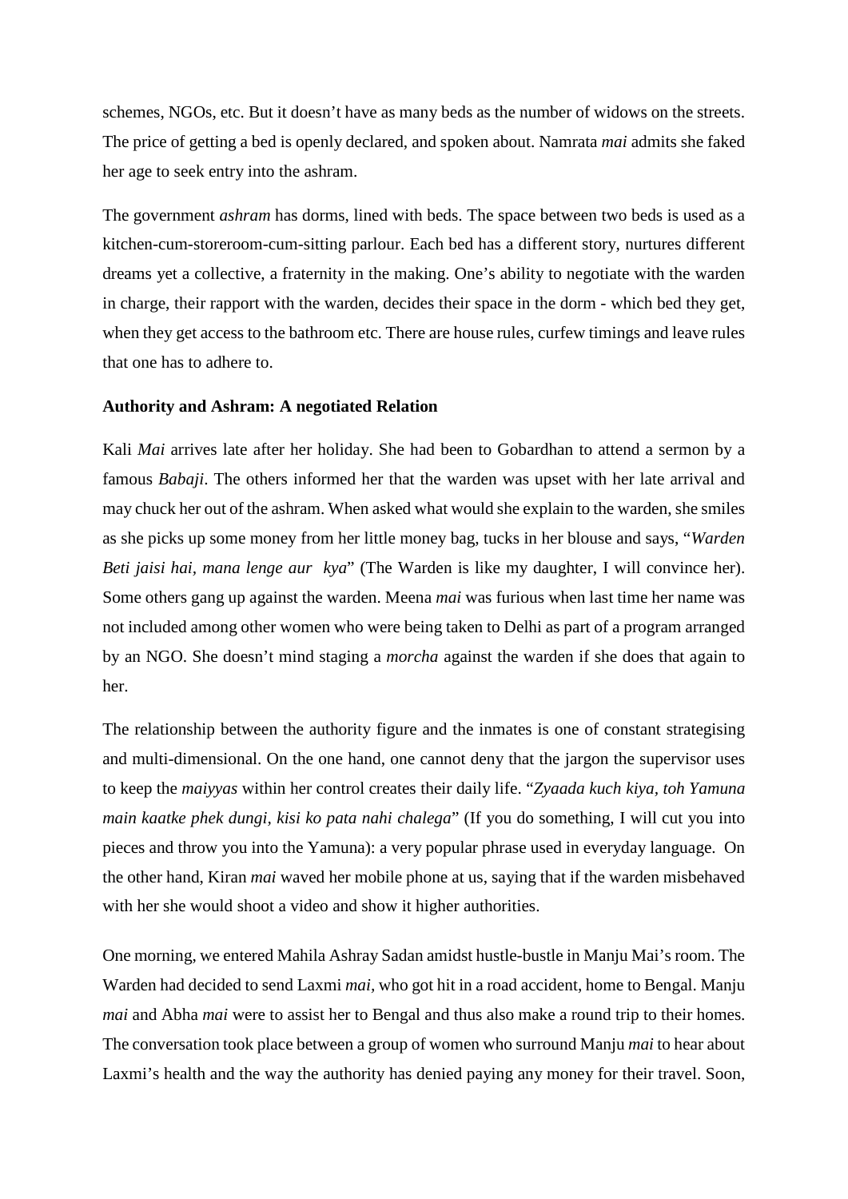schemes, NGOs, etc. But it doesn't have as many beds as the number of widows on the streets. The price of getting a bed is openly declared, and spoken about. Namrata *mai* admits she faked her age to seek entry into the ashram.

The government *ashram* has dorms, lined with beds. The space between two beds is used as a kitchen-cum-storeroom-cum-sitting parlour. Each bed has a different story, nurtures different dreams yet a collective, a fraternity in the making. One's ability to negotiate with the warden in charge, their rapport with the warden, decides their space in the dorm - which bed they get, when they get access to the bathroom etc. There are house rules, curfew timings and leave rules that one has to adhere to.

**Authority and Ashram: A negotiated Relation**

Kali *Mai* arrives late after her holiday. She had been to Gobardhan to attend a sermon by a famous *Babaji*. The others informed her that the warden was upset with her late arrival and may chuck her out of the ashram. When asked what would she explain to the warden, she smiles as she picks up some money from her little money bag, tucks in her blouse and says, "*Warden Beti jaisi hai, mana lenge aur kya*" (The Warden is like my daughter, I will convince her). Some others gang up against the warden. Meena *mai* was furious when last time her name was not included among other women who were being taken to Delhi as part of a program arranged by an NGO. She doesn't mind staging a *morcha* against the warden if she does that again to her.

The relationship between the authority figure and the inmates is one of constant strategising and multi-dimensional. On the one hand, one cannot deny that the jargon the supervisor uses to keep the *maiyyas* within her control creates their daily life. "*Zyaada kuch kiya, toh Yamuna main kaatke phek dungi, kisi ko pata nahi chalega*" (If you do something, I will cut you into pieces and throw you into the Yamuna): a very popular phrase used in everyday language. On the other hand, Kiran *mai* waved her mobile phone at us, saying that if the warden misbehaved with her she would shoot a video and show it higher authorities.

One morning, we entered Mahila Ashray Sadan amidst hustle-bustle in Manju Mai's room. The Warden had decided to send Laxmi *mai*, who got hit in a road accident, home to Bengal. Manju *mai* and Abha *mai* were to assist her to Bengal and thus also make a round trip to their homes. The conversation took place between a group of women who surround Manju *mai* to hear about Laxmi's health and the way the authority has denied paying any money for their travel. Soon,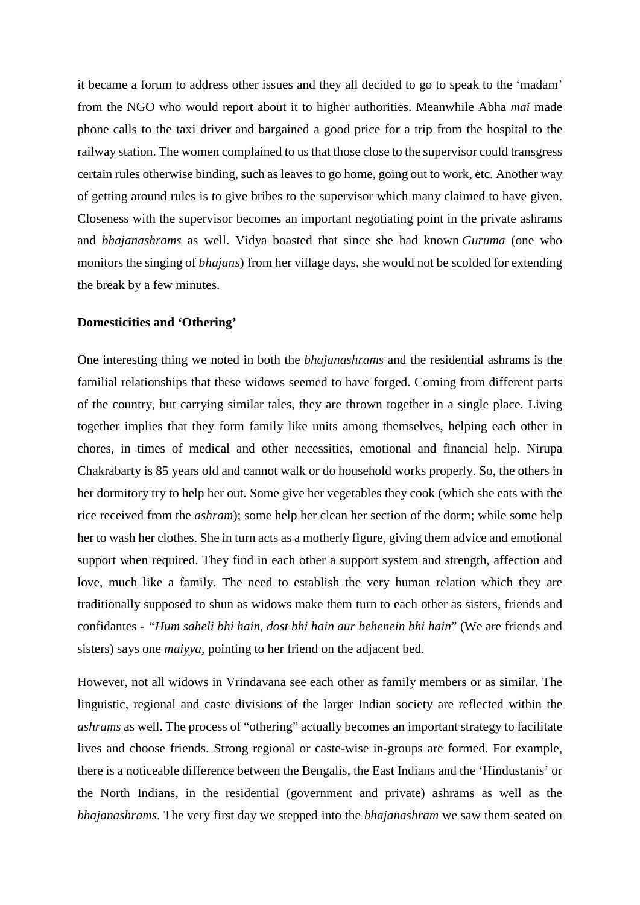it became a forum to address other issues and they all decided to go to speak to the 'madam' from the NGO who would report about it to higher authorities. Meanwhile Abha *mai* made phone calls to the taxi driver and bargained a good price for a trip from the hospital to the railway station. The women complained to us that those close to the supervisor could transgress certain rules otherwise binding, such as leaves to go home, going out to work, etc. Another way of getting around rules is to give bribes to the supervisor which many claimed to have given. Closeness with the supervisor becomes an important negotiating point in the private ashrams and *bhajanashrams* as well. Vidya boasted that since she had known *Guruma* (one who monitors the singing of *bhajans*) from her village days, she would not be scolded for extending the break by a few minutes.

**Domesticities and 'Othering'**

One interesting thing we noted in both the *bhajanashrams* and the residential ashrams is the familial relationships that these widows seemed to have forged. Coming from different parts of the country, but carrying similar tales, they are thrown together in a single place. Living together implies that they form family like units among themselves, helping each other in chores, in times of medical and other necessities, emotional and financial help. Nirupa Chakrabarty is 85 years old and cannot walk or do household works properly. So, the others in her dormitory try to help her out. Some give her vegetables they cook (which she eats with the rice received from the *ashram*); some help her clean her section of the dorm; while some help her to wash her clothes. She in turn acts as a motherly figure, giving them advice and emotional support when required. They find in each other a support system and strength, affection and love, much like a family. The need to establish the very human relation which they are traditionally supposed to shun as widows make them turn to each other as sisters, friends and confidantes - "*Hum saheli bhi hain, dost bhi hain aur behenein bhi hain*" (We are friends and sisters) says one *maiyya,* pointing to her friend on the adjacent bed.

However, not all widows in Vrindavana see each other as family members or as similar. The linguistic, regional and caste divisions of the larger Indian society are reflected within the *ashrams* as well. The process of "othering" actually becomes an important strategy to facilitate lives and choose friends. Strong regional or caste-wise in-groups are formed. For example, there is a noticeable difference between the Bengalis, the East Indians and the 'Hindustanis' or the North Indians, in the residential (government and private) ashrams as well as the *bhajanashrams*. The very first day we stepped into the *bhajanashram* we saw them seated on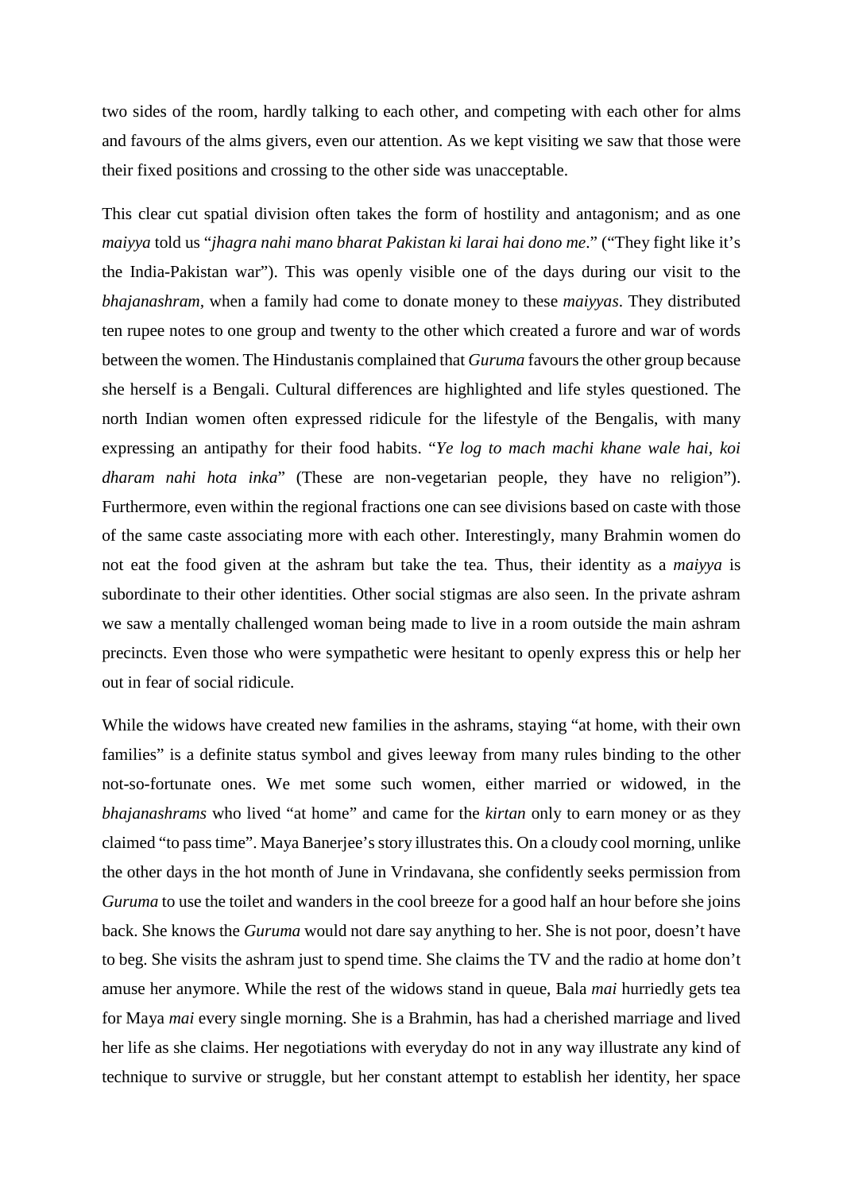two sides of the room, hardly talking to each other, and competing with each other for alms and favours of the alms givers, even our attention. As we kept visiting we saw that those were their fixed positions and crossing to the other side was unacceptable.

This clear cut spatial division often takes the form of hostility and antagonism; and as one *maiyya* told us "*jhagra nahi mano bharat Pakistan ki larai hai dono me*." ("They fight like it's the India-Pakistan war"). This was openly visible one of the days during our visit to the *bhajanashram*, when a family had come to donate money to these *maiyyas*. They distributed ten rupee notes to one group and twenty to the other which created a furore and war of words between the women. The Hindustanis complained that *Guruma* favours the other group because she herself is a Bengali. Cultural differences are highlighted and life styles questioned. The north Indian women often expressed ridicule for the lifestyle of the Bengalis, with many expressing an antipathy for their food habits. "*Ye log to mach machi khane wale hai, koi dharam nahi hota inka*" (These are non-vegetarian people, they have no religion"). Furthermore, even within the regional fractions one can see divisions based on caste with those of the same caste associating more with each other. Interestingly, many Brahmin women do not eat the food given at the ashram but take the tea. Thus, their identity as a *maiyya* is subordinate to their other identities. Other social stigmas are also seen. In the private ashram we saw a mentally challenged woman being made to live in a room outside the main ashram precincts. Even those who were sympathetic were hesitant to openly express this or help her out in fear of social ridicule.

While the widows have created new families in the ashrams, staying "at home, with their own families" is a definite status symbol and gives leeway from many rules binding to the other not-so-fortunate ones. We met some such women, either married or widowed, in the *bhajanashrams* who lived "at home" and came for the *kirtan* only to earn money or as they claimed "to pass time". Maya Banerjee's story illustrates this. On a cloudy cool morning, unlike the other days in the hot month of June in Vrindavana, she confidently seeks permission from *Guruma* to use the toilet and wanders in the cool breeze for a good half an hour before she joins back. She knows the *Guruma* would not dare say anything to her. She is not poor, doesn't have to beg. She visits the ashram just to spend time. She claims the TV and the radio at home don't amuse her anymore. While the rest of the widows stand in queue, Bala *mai* hurriedly gets tea for Maya *mai* every single morning. She is a Brahmin, has had a cherished marriage and lived her life as she claims. Her negotiations with everyday do not in any way illustrate any kind of technique to survive or struggle, but her constant attempt to establish her identity, her space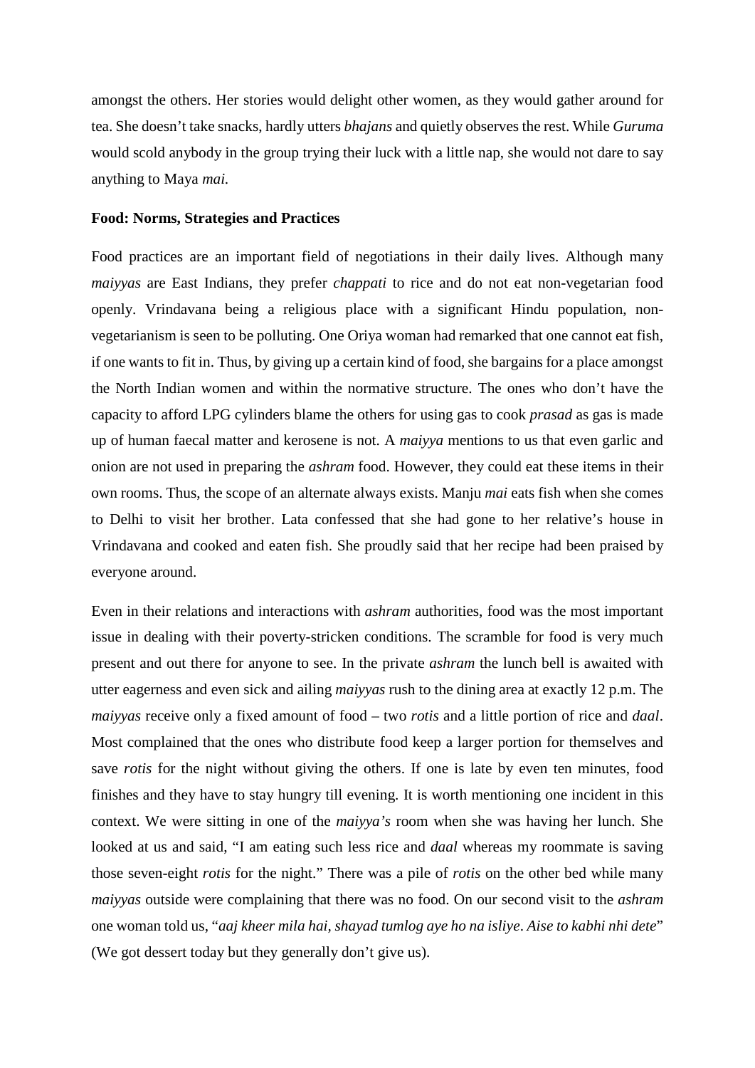amongst the others. Her stories would delight other women, as they would gather around for tea. She doesn't take snacks, hardly utters *bhajans* and quietly observes the rest. While *Guruma* would scold anybody in the group trying their luck with a little nap, she would not dare to say anything to Maya *mai.*

**Food: Norms, Strategies and Practices**

Food practices are an important field of negotiations in their daily lives. Although many *maiyyas* are East Indians, they prefer *chappati* to rice and do not eat non-vegetarian food openly. Vrindavana being a religious place with a significant Hindu population, non-vegetarianism is seen to be polluting. One Oriya woman had remarked that one cannot eat fish, if one wants to fit in. Thus, by giving up a certain kind of food, she bargains for a place amongst the North Indian women and within the normative structure. The ones who don't have the capacity to afford LPG cylinders blame the others for using gas to cook *prasad* as gas is made up of human faecal matter and kerosene is not. A *maiyya* mentions to us that even garlic and onion are not used in preparing the *ashram* food. However, they could eat these items in their own rooms. Thus, the scope of an alternate always exists. Manju *mai* eats fish when she comes to Delhi to visit her brother. Lata confessed that she had gone to her relative's house in Vrindavana and cooked and eaten fish. She proudly said that her recipe had been praised by everyone around.

Even in their relations and interactions with *ashram* authorities, food was the most important issue in dealing with their poverty-stricken conditions. The scramble for food is very much present and out there for anyone to see. In the private *ashram* the lunch bell is awaited with utter eagerness and even sick and ailing *maiyyas* rush to the dining area at exactly 12 p.m. The *maiyyas* receive only a fixed amount of food – two *rotis* and a little portion of rice and *daal*. Most complained that the ones who distribute food keep a larger portion for themselves and save *rotis* for the night without giving the others. If one is late by even ten minutes, food finishes and they have to stay hungry till evening. It is worth mentioning one incident in this context. We were sitting in one of the *maiyya's* room when she was having her lunch. She looked at us and said, "I am eating such less rice and *daal* whereas my roommate is saving those seven-eight *rotis* for the night." There was a pile of *rotis* on the other bed while many *maiyyas* outside were complaining that there was no food. On our second visit to the *ashram* one woman told us, "*aaj kheer mila hai, shayad tumlog aye ho na isliye*. *Aise to kabhi nhi dete*" (We got dessert today but they generally don't give us).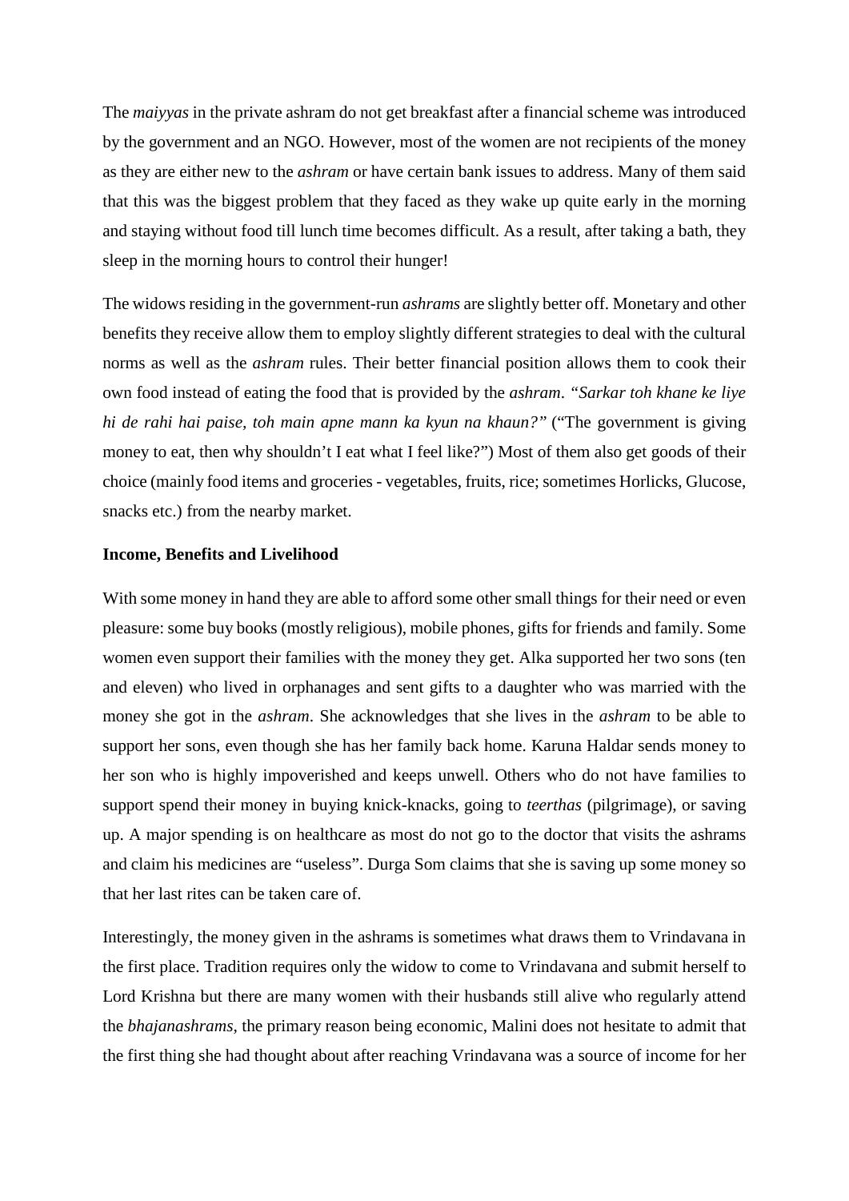The *maiyyas* in the private ashram do not get breakfast after a financial scheme was introduced by the government and an NGO. However, most of the women are not recipients of the money as they are either new to the *ashram* or have certain bank issues to address. Many of them said that this was the biggest problem that they faced as they wake up quite early in the morning and staying without food till lunch time becomes difficult. As a result, after taking a bath, they sleep in the morning hours to control their hunger!

The widows residing in the government-run *ashrams* are slightly better off. Monetary and other benefits they receive allow them to employ slightly different strategies to deal with the cultural norms as well as the *ashram* rules. Their better financial position allows them to cook their own food instead of eating the food that is provided by the *ashram*. *"Sarkar toh khane ke liye hi de rahi hai paise, toh main apne mann ka kyun na khaun?"* ("The government is giving money to eat, then why shouldn't I eat what I feel like?") Most of them also get goods of their choice (mainly food items and groceries - vegetables, fruits, rice; sometimes Horlicks, Glucose, snacks etc.) from the nearby market.

**Income, Benefits and Livelihood**

With some money in hand they are able to afford some other small things for their need or even pleasure: some buy books (mostly religious), mobile phones, gifts for friends and family. Some women even support their families with the money they get. Alka supported her two sons (ten and eleven) who lived in orphanages and sent gifts to a daughter who was married with the money she got in the *ashram*. She acknowledges that she lives in the *ashram* to be able to support her sons, even though she has her family back home. Karuna Haldar sends money to her son who is highly impoverished and keeps unwell. Others who do not have families to support spend their money in buying knick-knacks, going to *teerthas* (pilgrimage), or saving up. A major spending is on healthcare as most do not go to the doctor that visits the ashrams and claim his medicines are "useless". Durga Som claims that she is saving up some money so that her last rites can be taken care of.

Interestingly, the money given in the ashrams is sometimes what draws them to Vrindavana in the first place. Tradition requires only the widow to come to Vrindavana and submit herself to Lord Krishna but there are many women with their husbands still alive who regularly attend the *bhajanashrams*, the primary reason being economic, Malini does not hesitate to admit that the first thing she had thought about after reaching Vrindavana was a source of income for her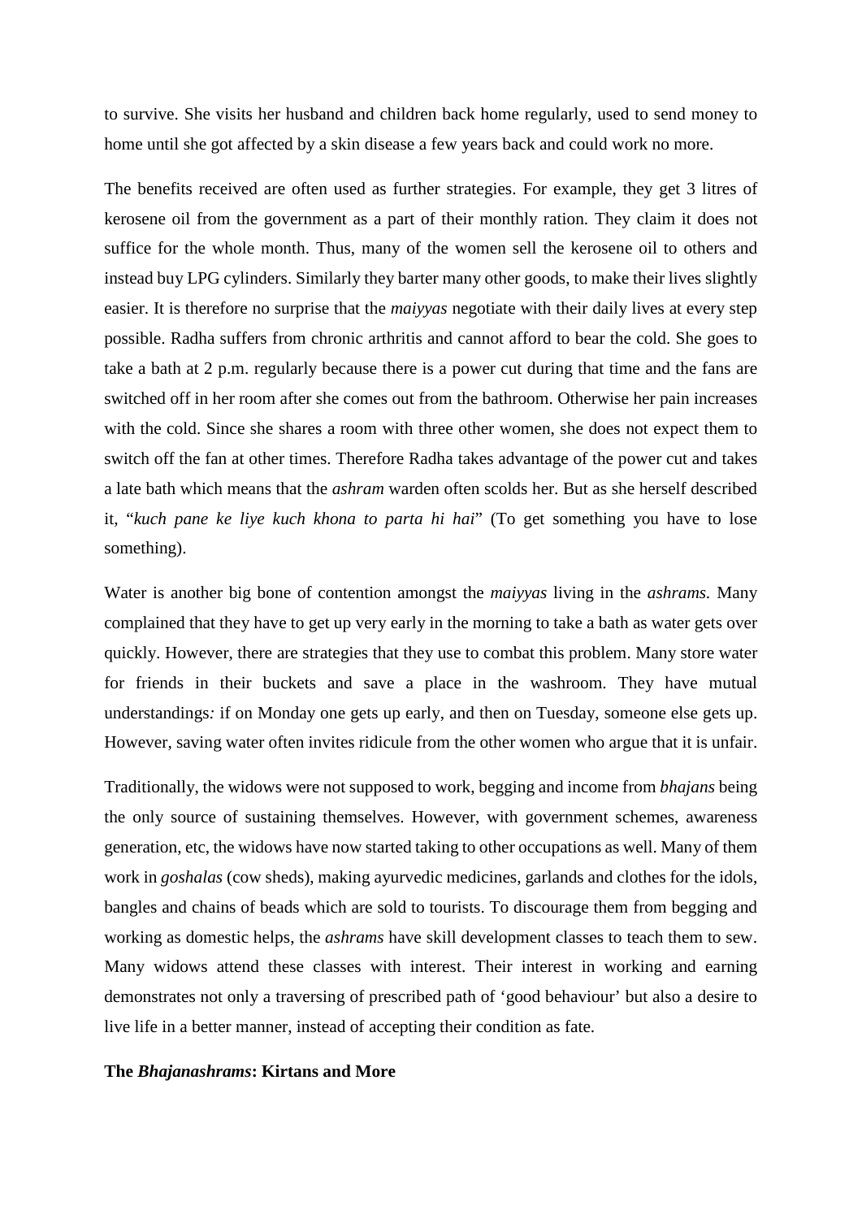to survive. She visits her husband and children back home regularly, used to send money to home until she got affected by a skin disease a few years back and could work no more.

The benefits received are often used as further strategies. For example, they get 3 litres of kerosene oil from the government as a part of their monthly ration. They claim it does not suffice for the whole month. Thus, many of the women sell the kerosene oil to others and instead buy LPG cylinders. Similarly they barter many other goods, to make their lives slightly easier. It is therefore no surprise that the *maiyyas* negotiate with their daily lives at every step possible. Radha suffers from chronic arthritis and cannot afford to bear the cold. She goes to take a bath at 2 p.m. regularly because there is a power cut during that time and the fans are switched off in her room after she comes out from the bathroom. Otherwise her pain increases with the cold. Since she shares a room with three other women, she does not expect them to switch off the fan at other times. Therefore Radha takes advantage of the power cut and takes a late bath which means that the *ashram* warden often scolds her. But as she herself described it, "*kuch pane ke liye kuch khona to parta hi hai*" (To get something you have to lose something).

Water is another big bone of contention amongst the *maiyyas* living in the *ashrams.* Many complained that they have to get up very early in the morning to take a bath as water gets over quickly. However, there are strategies that they use to combat this problem. Many store water for friends in their buckets and save a place in the washroom. They have mutual understandings*:* if on Monday one gets up early, and then on Tuesday, someone else gets up. However, saving water often invites ridicule from the other women who argue that it is unfair.

Traditionally, the widows were not supposed to work, begging and income from *bhajans* being the only source of sustaining themselves. However, with government schemes, awareness generation, etc, the widows have now started taking to other occupations as well. Many of them work in *goshalas* (cow sheds), making ayurvedic medicines, garlands and clothes for the idols, bangles and chains of beads which are sold to tourists. To discourage them from begging and working as domestic helps, the *ashrams* have skill development classes to teach them to sew. Many widows attend these classes with interest. Their interest in working and earning demonstrates not only a traversing of prescribed path of 'good behaviour' but also a desire to live life in a better manner, instead of accepting their condition as fate.

**The *Bhajanashrams*: Kirtans and More**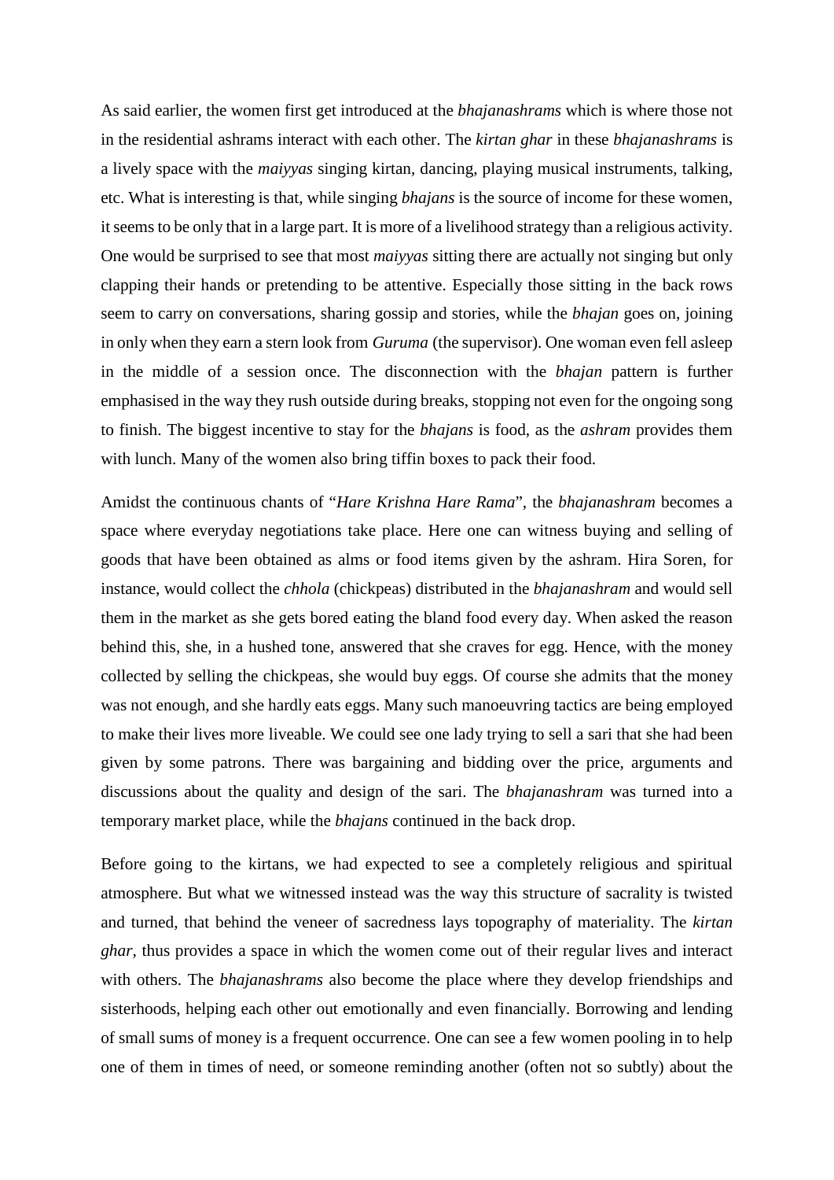As said earlier, the women first get introduced at the *bhajanashrams* which is where those not in the residential ashrams interact with each other. The *kirtan ghar* in these *bhajanashrams* is a lively space with the *maiyyas* singing kirtan, dancing, playing musical instruments, talking, etc. What is interesting is that, while singing *bhajans* is the source of income for these women, it seems to be only that in a large part. It is more of a livelihood strategy than a religious activity. One would be surprised to see that most *maiyyas* sitting there are actually not singing but only clapping their hands or pretending to be attentive. Especially those sitting in the back rows seem to carry on conversations, sharing gossip and stories, while the *bhajan* goes on, joining in only when they earn a stern look from *Guruma* (the supervisor). One woman even fell asleep in the middle of a session once. The disconnection with the *bhajan* pattern is further emphasised in the way they rush outside during breaks, stopping not even for the ongoing song to finish. The biggest incentive to stay for the *bhajans* is food, as the *ashram* provides them with lunch. Many of the women also bring tiffin boxes to pack their food.

Amidst the continuous chants of "*Hare Krishna Hare Rama*", the *bhajanashram* becomes a space where everyday negotiations take place. Here one can witness buying and selling of goods that have been obtained as alms or food items given by the ashram. Hira Soren, for instance, would collect the *chhola* (chickpeas) distributed in the *bhajanashram* and would sell them in the market as she gets bored eating the bland food every day. When asked the reason behind this, she, in a hushed tone, answered that she craves for egg. Hence, with the money collected by selling the chickpeas, she would buy eggs. Of course she admits that the money was not enough, and she hardly eats eggs. Many such manoeuvring tactics are being employed to make their lives more liveable. We could see one lady trying to sell a sari that she had been given by some patrons. There was bargaining and bidding over the price, arguments and discussions about the quality and design of the sari. The *bhajanashram* was turned into a temporary market place, while the *bhajans* continued in the back drop.

Before going to the kirtans, we had expected to see a completely religious and spiritual atmosphere. But what we witnessed instead was the way this structure of sacrality is twisted and turned, that behind the veneer of sacredness lays topography of materiality. The *kirtan ghar,* thus provides a space in which the women come out of their regular lives and interact with others. The *bhajanashrams* also become the place where they develop friendships and sisterhoods, helping each other out emotionally and even financially. Borrowing and lending of small sums of money is a frequent occurrence. One can see a few women pooling in to help one of them in times of need, or someone reminding another (often not so subtly) about the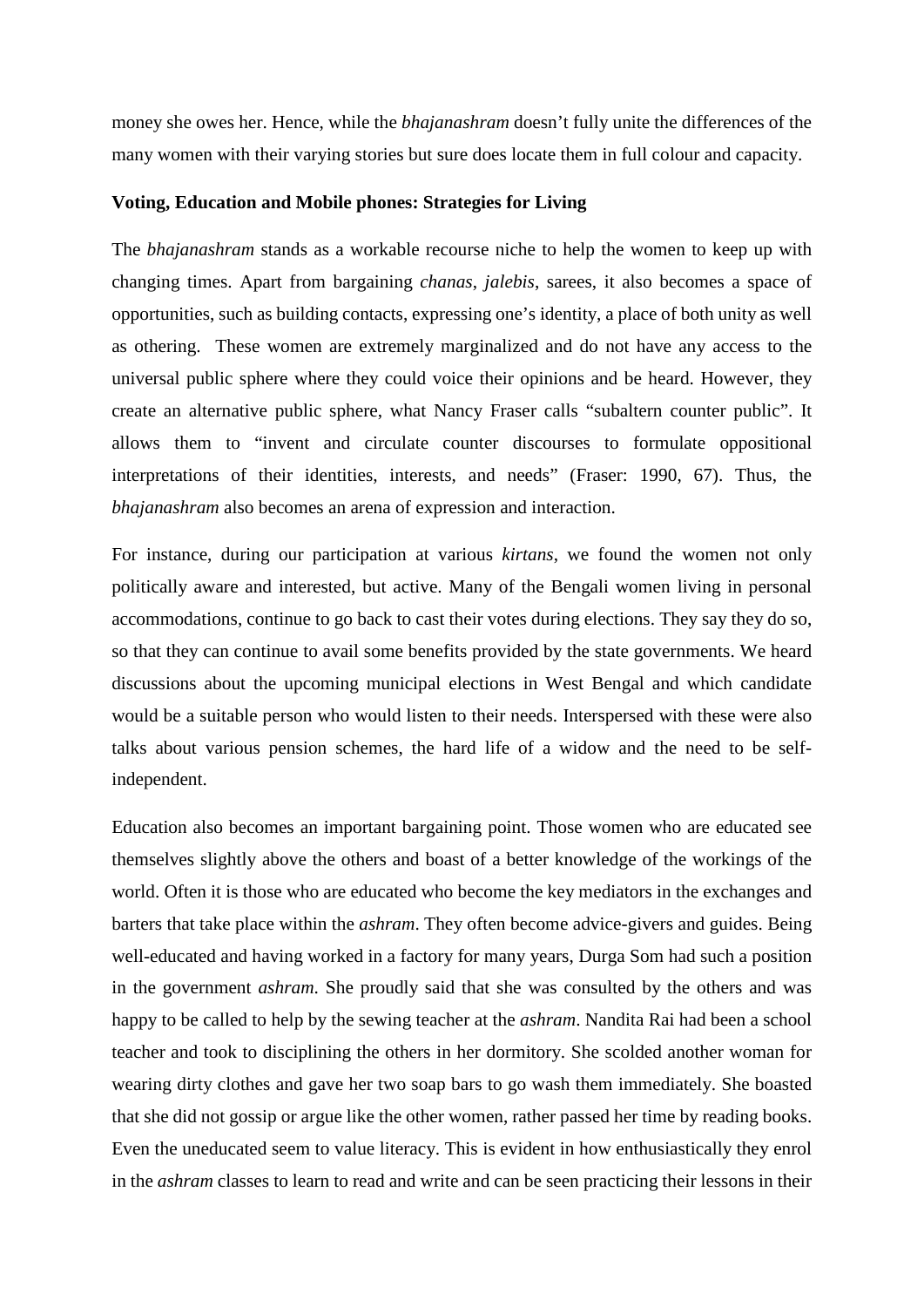money she owes her. Hence, while the *bhajanashram* doesn't fully unite the differences of the many women with their varying stories but sure does locate them in full colour and capacity.

**Voting, Education and Mobile phones: Strategies for Living**

The *bhajanashram* stands as a workable recourse niche to help the women to keep up with changing times. Apart from bargaining *chanas*, *jalebis*, sarees, it also becomes a space of opportunities, such as building contacts, expressing one's identity, a place of both unity as well as othering. These women are extremely marginalized and do not have any access to the universal public sphere where they could voice their opinions and be heard. However, they create an alternative public sphere, what Nancy Fraser calls "subaltern counter public". It allows them to "invent and circulate counter discourses to formulate oppositional interpretations of their identities, interests, and needs" (Fraser: 1990, 67). Thus, the *bhajanashram* also becomes an arena of expression and interaction.

For instance, during our participation at various *kirtans*, we found the women not only politically aware and interested, but active. Many of the Bengali women living in personal accommodations, continue to go back to cast their votes during elections. They say they do so, so that they can continue to avail some benefits provided by the state governments. We heard discussions about the upcoming municipal elections in West Bengal and which candidate would be a suitable person who would listen to their needs. Interspersed with these were also talks about various pension schemes, the hard life of a widow and the need to be self-independent.

Education also becomes an important bargaining point. Those women who are educated see themselves slightly above the others and boast of a better knowledge of the workings of the world. Often it is those who are educated who become the key mediators in the exchanges and barters that take place within the *ashram*. They often become advice-givers and guides. Being well-educated and having worked in a factory for many years, Durga Som had such a position in the government *ashram*. She proudly said that she was consulted by the others and was happy to be called to help by the sewing teacher at the *ashram*. Nandita Rai had been a school teacher and took to disciplining the others in her dormitory. She scolded another woman for wearing dirty clothes and gave her two soap bars to go wash them immediately. She boasted that she did not gossip or argue like the other women, rather passed her time by reading books. Even the uneducated seem to value literacy. This is evident in how enthusiastically they enrol in the *ashram* classes to learn to read and write and can be seen practicing their lessons in their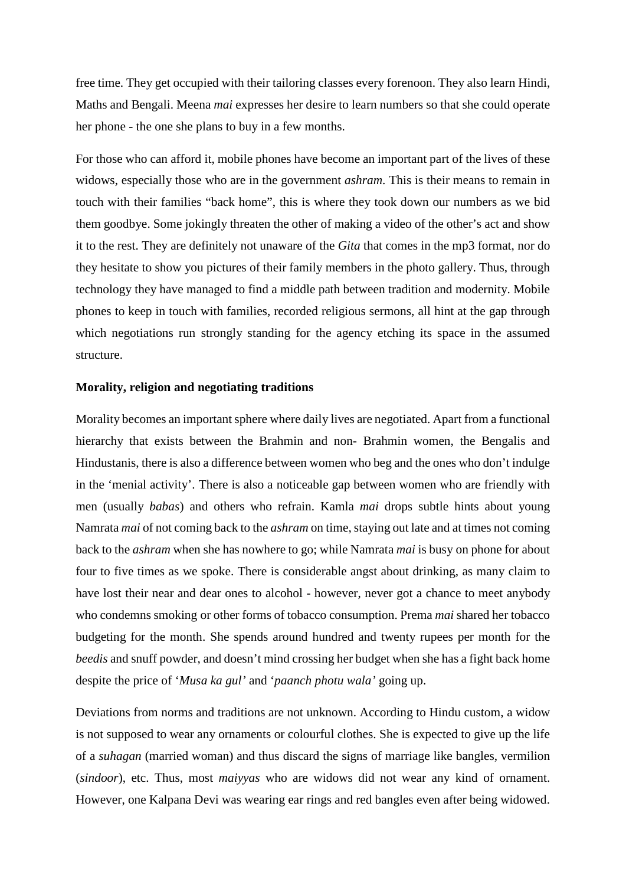free time. They get occupied with their tailoring classes every forenoon. They also learn Hindi, Maths and Bengali. Meena *mai* expresses her desire to learn numbers so that she could operate her phone - the one she plans to buy in a few months.

For those who can afford it, mobile phones have become an important part of the lives of these widows, especially those who are in the government *ashram*. This is their means to remain in touch with their families "back home", this is where they took down our numbers as we bid them goodbye. Some jokingly threaten the other of making a video of the other's act and show it to the rest. They are definitely not unaware of the *Gita* that comes in the mp3 format, nor do they hesitate to show you pictures of their family members in the photo gallery. Thus, through technology they have managed to find a middle path between tradition and modernity. Mobile phones to keep in touch with families, recorded religious sermons, all hint at the gap through which negotiations run strongly standing for the agency etching its space in the assumed structure.

**Morality, religion and negotiating traditions**

Morality becomes an important sphere where daily lives are negotiated. Apart from a functional hierarchy that exists between the Brahmin and non- Brahmin women, the Bengalis and Hindustanis, there is also a difference between women who beg and the ones who don't indulge in the 'menial activity'. There is also a noticeable gap between women who are friendly with men (usually *babas*) and others who refrain. Kamla *mai* drops subtle hints about young Namrata *mai* of not coming back to the *ashram* on time, staying out late and at times not coming back to the *ashram* when she has nowhere to go; while Namrata *mai* is busy on phone for about four to five times as we spoke. There is considerable angst about drinking, as many claim to have lost their near and dear ones to alcohol - however, never got a chance to meet anybody who condemns smoking or other forms of tobacco consumption. Prema *mai* shared her tobacco budgeting for the month. She spends around hundred and twenty rupees per month for the *beedis* and snuff powder, and doesn't mind crossing her budget when she has a fight back home despite the price of '*Musa ka gul'* and '*paanch photu wala'* going up.

Deviations from norms and traditions are not unknown. According to Hindu custom, a widow is not supposed to wear any ornaments or colourful clothes. She is expected to give up the life of a *suhagan* (married woman) and thus discard the signs of marriage like bangles, vermilion (*sindoor*), etc. Thus, most *maiyyas* who are widows did not wear any kind of ornament. However, one Kalpana Devi was wearing ear rings and red bangles even after being widowed.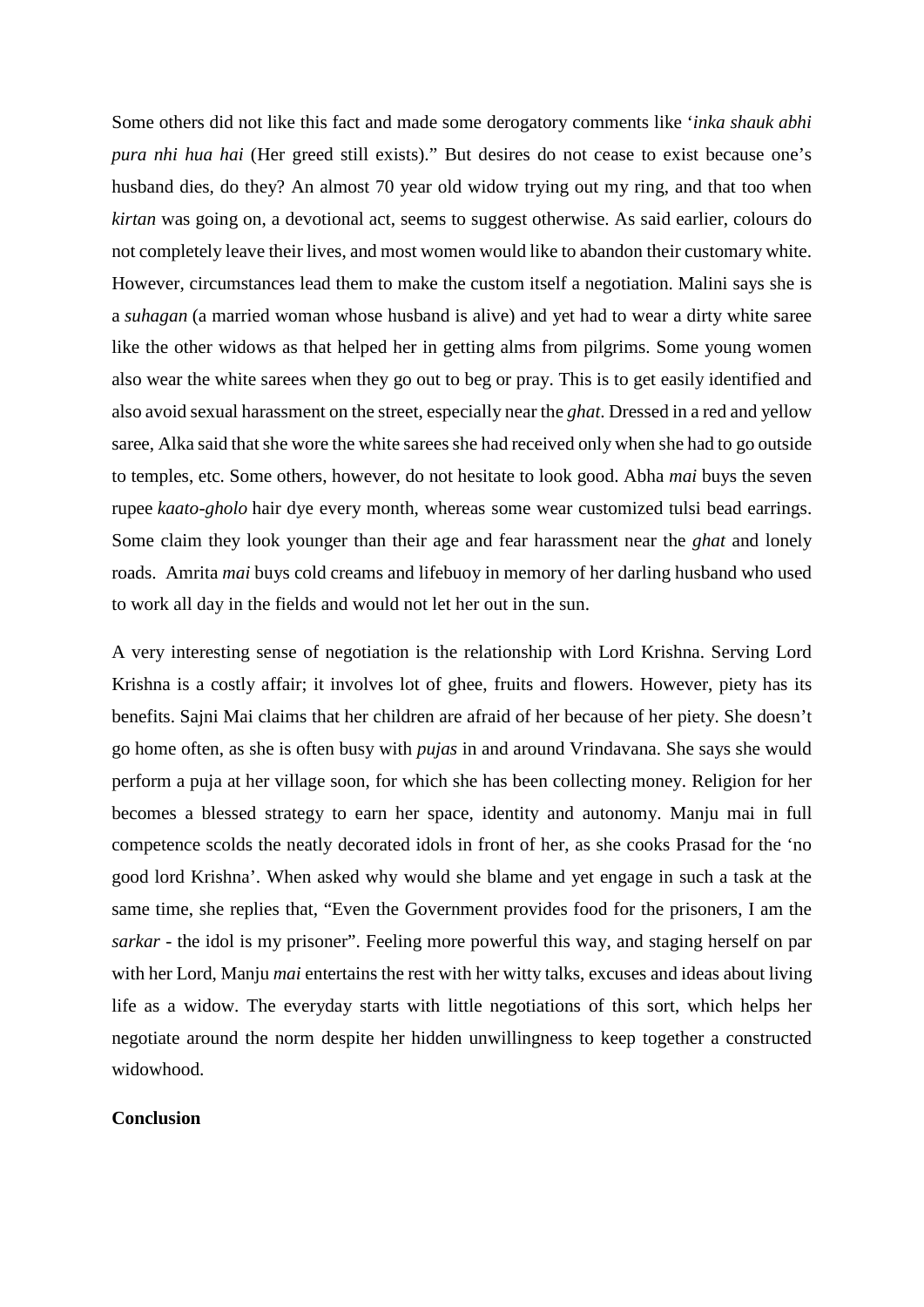Some others did not like this fact and made some derogatory comments like '*inka shauk abhi pura nhi hua hai* (Her greed still exists)." But desires do not cease to exist because one's husband dies, do they? An almost 70 year old widow trying out my ring, and that too when *kirtan* was going on, a devotional act, seems to suggest otherwise. As said earlier, colours do not completely leave their lives, and most women would like to abandon their customary white. However, circumstances lead them to make the custom itself a negotiation. Malini says she is a *suhagan* (a married woman whose husband is alive) and yet had to wear a dirty white saree like the other widows as that helped her in getting alms from pilgrims. Some young women also wear the white sarees when they go out to beg or pray. This is to get easily identified and also avoid sexual harassment on the street, especially near the *ghat*. Dressed in a red and yellow saree, Alka said that she wore the white sarees she had received only when she had to go outside to temples, etc. Some others, however, do not hesitate to look good. Abha *mai* buys the seven rupee *kaato-gholo* hair dye every month, whereas some wear customized tulsi bead earrings. Some claim they look younger than their age and fear harassment near the *ghat* and lonely roads. Amrita *mai* buys cold creams and lifebuoy in memory of her darling husband who used to work all day in the fields and would not let her out in the sun.

A very interesting sense of negotiation is the relationship with Lord Krishna. Serving Lord Krishna is a costly affair; it involves lot of ghee, fruits and flowers. However, piety has its benefits. Sajni Mai claims that her children are afraid of her because of her piety. She doesn't go home often, as she is often busy with *pujas* in and around Vrindavana. She says she would perform a puja at her village soon, for which she has been collecting money. Religion for her becomes a blessed strategy to earn her space, identity and autonomy. Manju mai in full competence scolds the neatly decorated idols in front of her, as she cooks Prasad for the 'no good lord Krishna'. When asked why would she blame and yet engage in such a task at the same time, she replies that, "Even the Government provides food for the prisoners, I am the *sarkar* - the idol is my prisoner". Feeling more powerful this way, and staging herself on par with her Lord, Manju *mai* entertains the rest with her witty talks, excuses and ideas about living life as a widow. The everyday starts with little negotiations of this sort, which helps her negotiate around the norm despite her hidden unwillingness to keep together a constructed widowhood.

**Conclusion**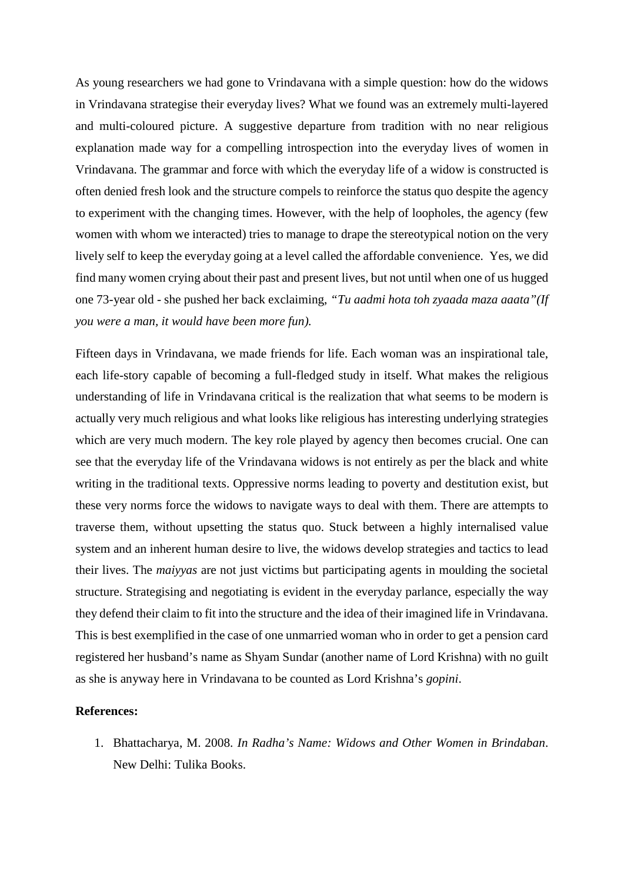As young researchers we had gone to Vrindavana with a simple question: how do the widows in Vrindavana strategise their everyday lives? What we found was an extremely multi-layered and multi-coloured picture. A suggestive departure from tradition with no near religious explanation made way for a compelling introspection into the everyday lives of women in Vrindavana. The grammar and force with which the everyday life of a widow is constructed is often denied fresh look and the structure compels to reinforce the status quo despite the agency to experiment with the changing times. However, with the help of loopholes, the agency (few women with whom we interacted) tries to manage to drape the stereotypical notion on the very lively self to keep the everyday going at a level called the affordable convenience. Yes, we did find many women crying about their past and present lives, but not until when one of us hugged one 73-year old - she pushed her back exclaiming, *"Tu aadmi hota toh zyaada maza aaata"(If you were a man, it would have been more fun).*

Fifteen days in Vrindavana, we made friends for life. Each woman was an inspirational tale, each life-story capable of becoming a full-fledged study in itself. What makes the religious understanding of life in Vrindavana critical is the realization that what seems to be modern is actually very much religious and what looks like religious has interesting underlying strategies which are very much modern. The key role played by agency then becomes crucial. One can see that the everyday life of the Vrindavana widows is not entirely as per the black and white writing in the traditional texts. Oppressive norms leading to poverty and destitution exist, but these very norms force the widows to navigate ways to deal with them. There are attempts to traverse them, without upsetting the status quo. Stuck between a highly internalised value system and an inherent human desire to live, the widows develop strategies and tactics to lead their lives. The *maiyyas* are not just victims but participating agents in moulding the societal structure. Strategising and negotiating is evident in the everyday parlance, especially the way they defend their claim to fit into the structure and the idea of their imagined life in Vrindavana. This is best exemplified in the case of one unmarried woman who in order to get a pension card registered her husband's name as Shyam Sundar (another name of Lord Krishna) with no guilt as she is anyway here in Vrindavana to be counted as Lord Krishna's *gopini*.

**References:**

1. Bhattacharya, M. 2008. *In Radha's Name: Widows and Other Women in Brindaban*. New Delhi: Tulika Books.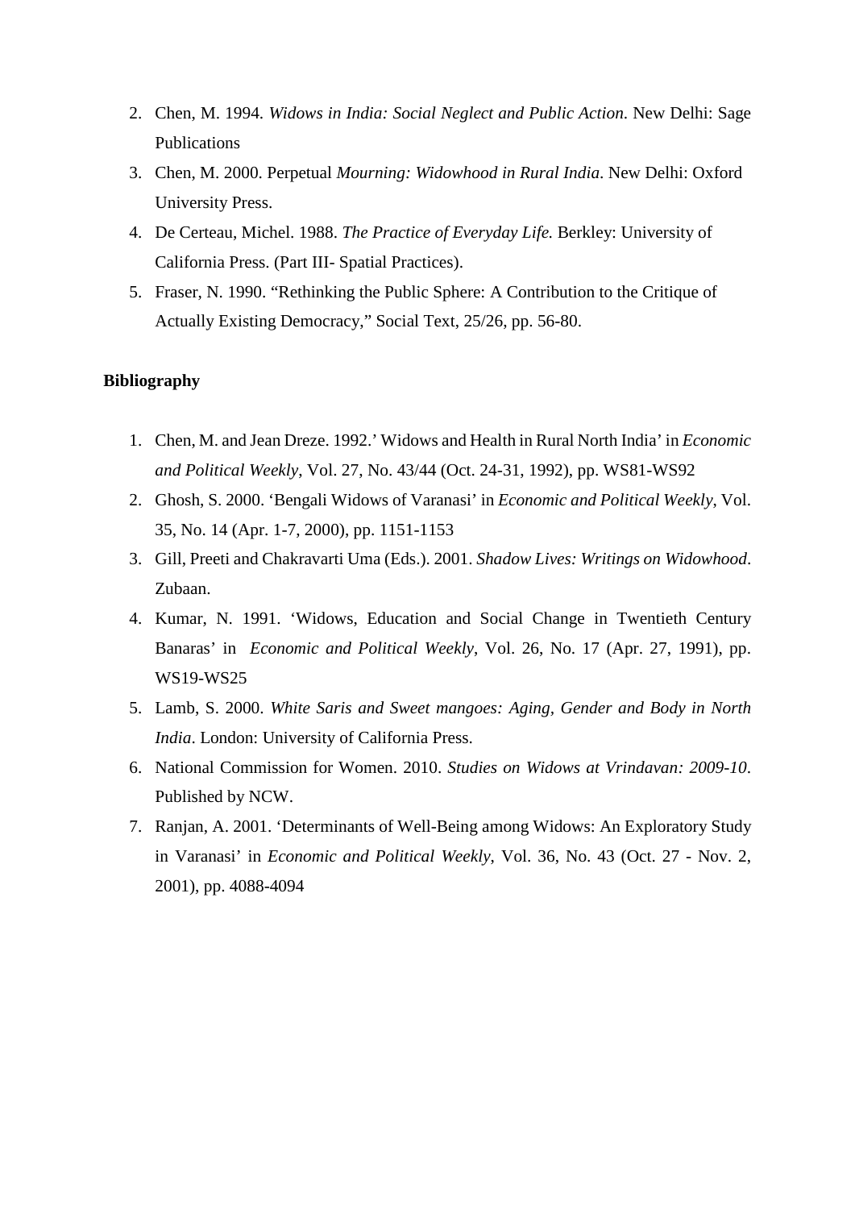2. Chen, M. 1994. *Widows in India: Social Neglect and Public Action.* New Delhi: Sage Publications
3. Chen, M. 2000. Perpetual *Mourning: Widowhood in Rural India*. New Delhi: Oxford University Press.
4. De Certeau, Michel. 1988. *The Practice of Everyday Life.* Berkley: University of California Press. (Part III- Spatial Practices).
5. Fraser, N. 1990. "Rethinking the Public Sphere: A Contribution to the Critique of Actually Existing Democracy," Social Text, 25/26, pp. 56-80.

**Bibliography**

1. Chen, M. and Jean Dreze. 1992.' Widows and Health in Rural North India' in *Economic and Political Weekly*, Vol. 27, No. 43/44 (Oct. 24-31, 1992), pp. WS81-WS92
2. Ghosh, S. 2000. 'Bengali Widows of Varanasi' in *Economic and Political Weekly*, Vol. 35, No. 14 (Apr. 1-7, 2000), pp. 1151-1153
3. Gill, Preeti and Chakravarti Uma (Eds.). 2001. *Shadow Lives: Writings on Widowhood*. Zubaan.
4. Kumar, N. 1991. 'Widows, Education and Social Change in Twentieth Century Banaras' in *Economic and Political Weekly*, Vol. 26, No. 17 (Apr. 27, 1991), pp. WS19-WS25
5. Lamb, S. 2000. *White Saris and Sweet mangoes: Aging, Gender and Body in North India*. London: University of California Press.
6. National Commission for Women. 2010. *Studies on Widows at Vrindavan: 2009-10*. Published by NCW.
7. Ranjan, A. 2001. 'Determinants of Well-Being among Widows: An Exploratory Study in Varanasi' in *Economic and Political Weekly*, Vol. 36, No. 43 (Oct. 27 - Nov. 2, 2001), pp. 4088-4094